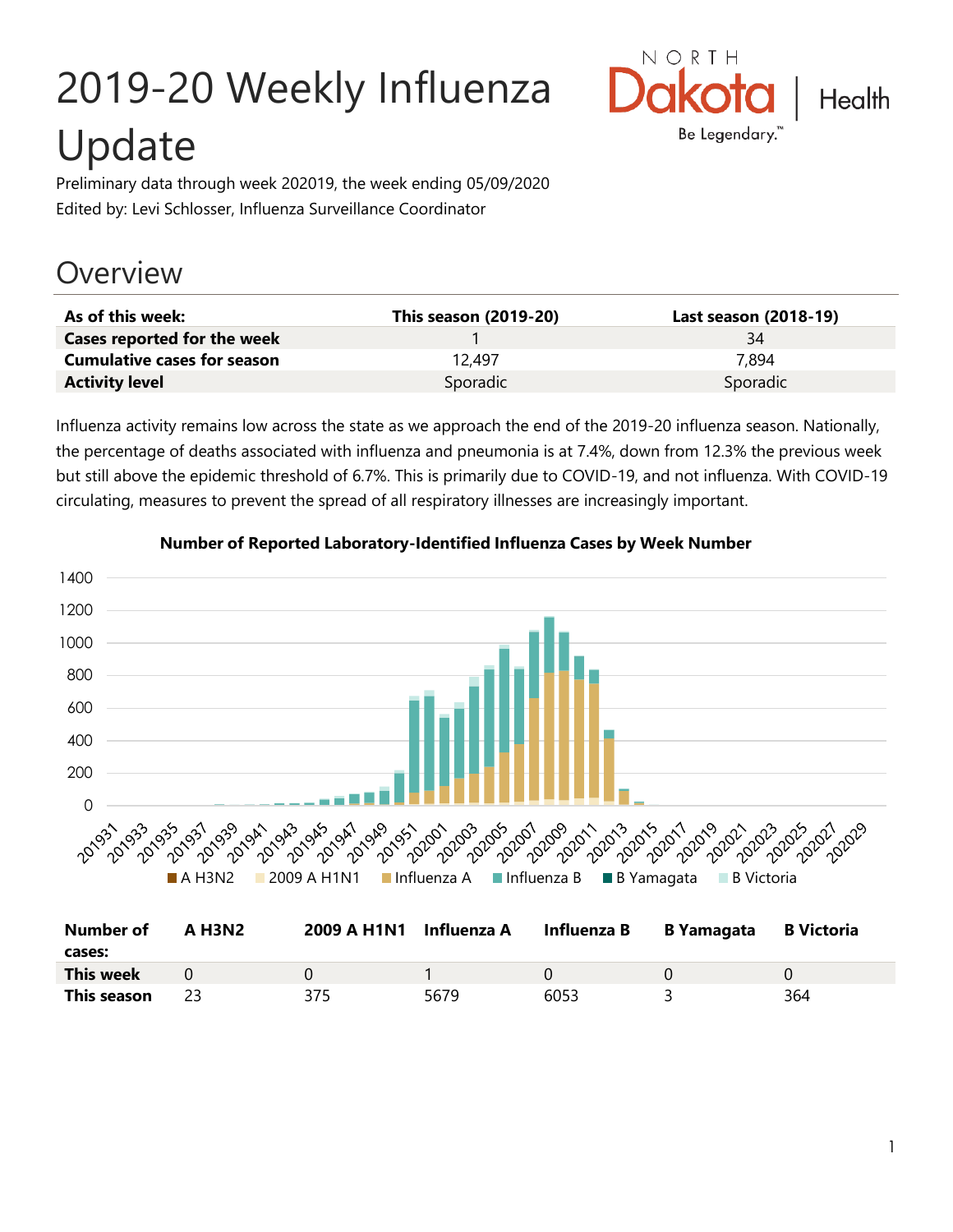# 2019-20 Weekly Influenza Update

Preliminary data through week 202019, the week ending 05/09/2020

Edited by: Levi Schlosser, Influenza Surveillance Coordinator

## Overview

| As of this week: | This season (2019-20) | Last season (2018-19) |
|---|---|---|
| **Cases reported for the week** | 1 | 34 |
| **Cumulative cases for season** | 12,497 | 7,894 |
| **Activity level** | Sporadic | Sporadic |

Influenza activity remains low across the state as we approach the end of the 2019-20 influenza season. Nationally, the percentage of deaths associated with influenza and pneumonia is at 7.4%, down from 12.3% the previous week but still above the epidemic threshold of 6.7%. This is primarily due to COVID-19, and not influenza. With COVID-19 circulating, measures to prevent the spread of all respiratory illnesses are increasingly important.

**Number of Reported Laboratory-Identified Influenza Cases by Week Number**

| Number of cases: | A H3N2 | 2009 A H1N1 | Influenza A | Influenza B | B Yamagata | B Victoria |
|---|---|---|---|---|---|---|
| **This week** | 0 | 0 | 1 | 0 | 0 | 0 |
| **This season** | 23 | 375 | 5679 | 6053 | 3 | 364 |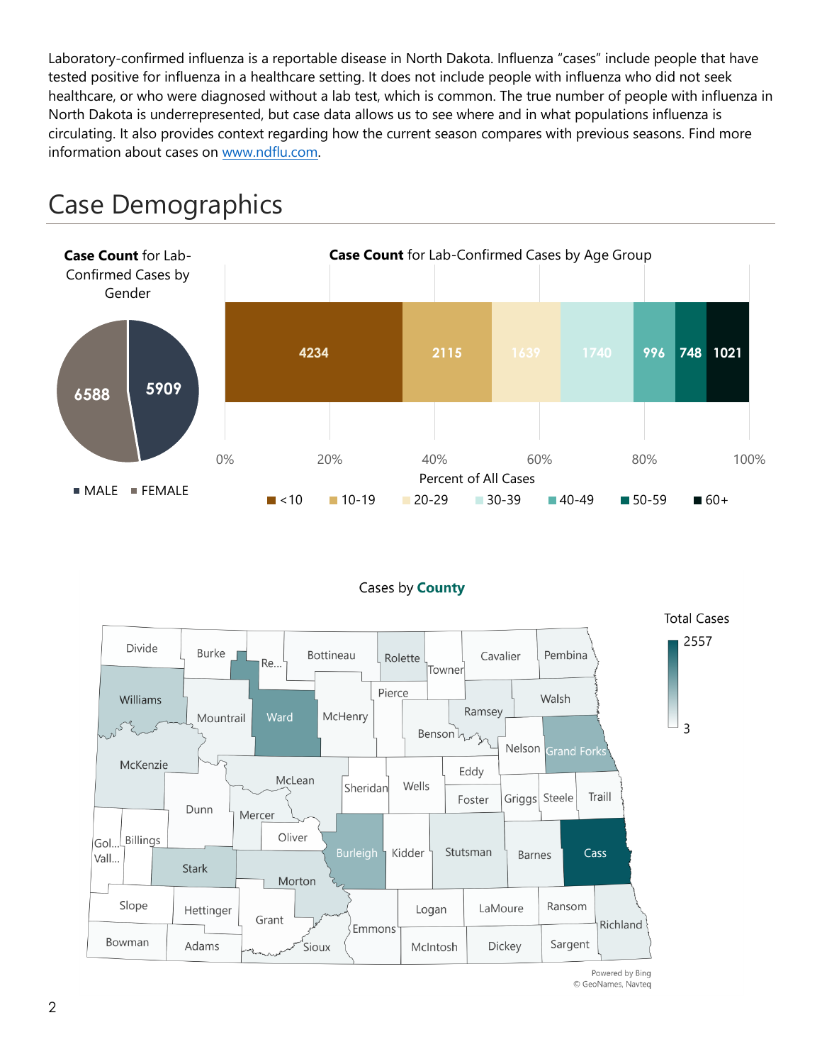Laboratory-confirmed influenza is a reportable disease in North Dakota. Influenza "cases" include people that have tested positive for influenza in a healthcare setting. It does not include people with influenza who did not seek healthcare, or who were diagnosed without a lab test, which is common. The true number of people with influenza in North Dakota is underrepresented, but case data allows us to see where and in what populations influenza is circulating. It also provides context regarding how the current season compares with previous seasons. Find more information about cases on www.ndflu.com.

# Case Demographics

**Case Count** for Lab-Confirmed Cases by Gender

| Gender | Case Count |
| --- | --- |
| MALE | 5909 |
| FEMALE | 6588 |

**Case Count** for Lab-Confirmed Cases by Age Group

| Age Group | Case Count |
| --- | --- |
| <10 | 4234 |
| 10-19 | 2115 |
| 20-29 | 1639 |
| 30-39 | 1740 |
| 40-49 | 996 |
| 50-59 | 748 |
| 60+ | 1021 |

Percent of All Cases

Cases by **County**

Total Cases: 3 – 2557

Powered by Bing
© GeoNames, Navteq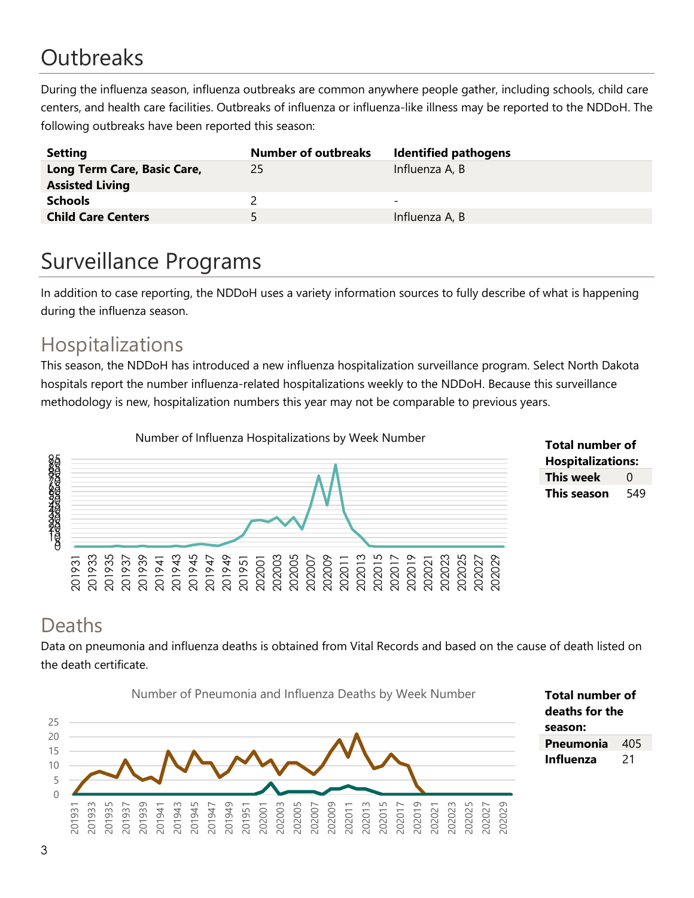# Outbreaks

During the influenza season, influenza outbreaks are common anywhere people gather, including schools, child care centers, and health care facilities. Outbreaks of influenza or influenza-like illness may be reported to the NDDoH. The following outbreaks have been reported this season:

| Setting | Number of outbreaks | Identified pathogens |
|---|---|---|
| **Long Term Care, Basic Care, Assisted Living** | 25 | Influenza A, B |
| **Schools** | 2 | - |
| **Child Care Centers** | 5 | Influenza A, B |

# Surveillance Programs

In addition to case reporting, the NDDoH uses a variety information sources to fully describe of what is happening during the influenza season.

## Hospitalizations

This season, the NDDoH has introduced a new influenza hospitalization surveillance program. Select North Dakota hospitals report the number influenza-related hospitalizations weekly to the NDDoH. Because this surveillance methodology is new, hospitalization numbers this year may not be comparable to previous years.

Number of Influenza Hospitalizations by Week Number

| Total number of Hospitalizations: | |
|---|---|
| **This week** | 0 |
| **This season** | 549 |

## Deaths

Data on pneumonia and influenza deaths is obtained from Vital Records and based on the cause of death listed on the death certificate.

Number of Pneumonia and Influenza Deaths by Week Number

| Total number of deaths for the season: | |
|---|---|
| **Pneumonia** | 405 |
| **Influenza** | 21 |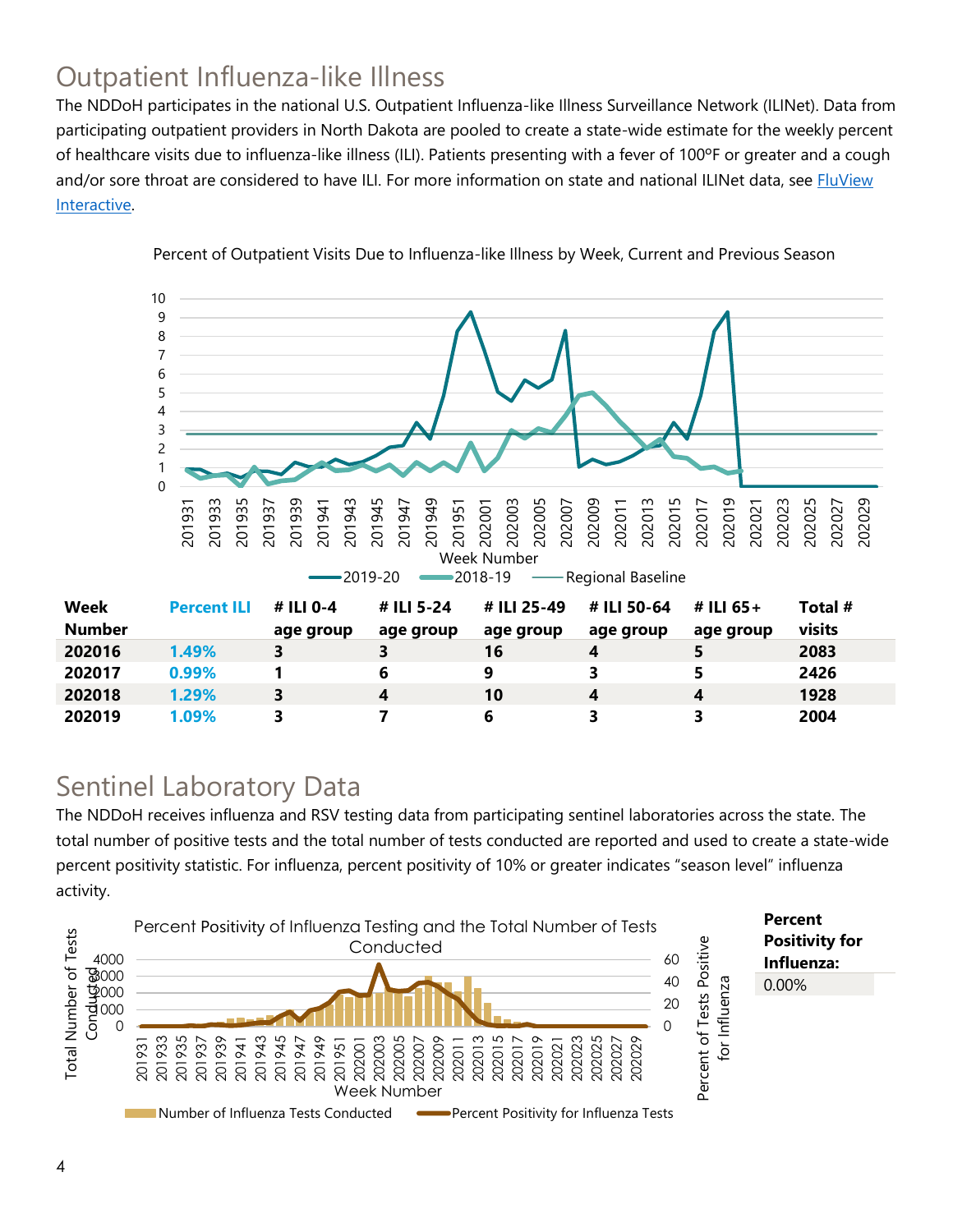## Outpatient Influenza-like Illness

The NDDoH participates in the national U.S. Outpatient Influenza-like Illness Surveillance Network (ILINet). Data from participating outpatient providers in North Dakota are pooled to create a state-wide estimate for the weekly percent of healthcare visits due to influenza-like illness (ILI). Patients presenting with a fever of 100ºF or greater and a cough and/or sore throat are considered to have ILI. For more information on state and national ILINet data, see FluView Interactive.

Percent of Outpatient Visits Due to Influenza-like Illness by Week, Current and Previous Season

| Week Number | Percent ILI | # ILI 0-4 age group | # ILI 5-24 age group | # ILI 25-49 age group | # ILI 50-64 age group | # ILI 65+ age group | Total # visits |
|---|---|---|---|---|---|---|---|
| 202016 | 1.49% | 3 | 3 | 16 | 4 | 5 | 2083 |
| 202017 | 0.99% | 1 | 6 | 9 | 3 | 5 | 2426 |
| 202018 | 1.29% | 3 | 4 | 10 | 4 | 4 | 1928 |
| 202019 | 1.09% | 3 | 7 | 6 | 3 | 3 | 2004 |

## Sentinel Laboratory Data

The NDDoH receives influenza and RSV testing data from participating sentinel laboratories across the state. The total number of positive tests and the total number of tests conducted are reported and used to create a state-wide percent positivity statistic. For influenza, percent positivity of 10% or greater indicates "season level" influenza activity.

Percent Positivity of Influenza Testing and the Total Number of Tests Conducted

| Percent Positivity for Influenza: |
|---|
| 0.00% |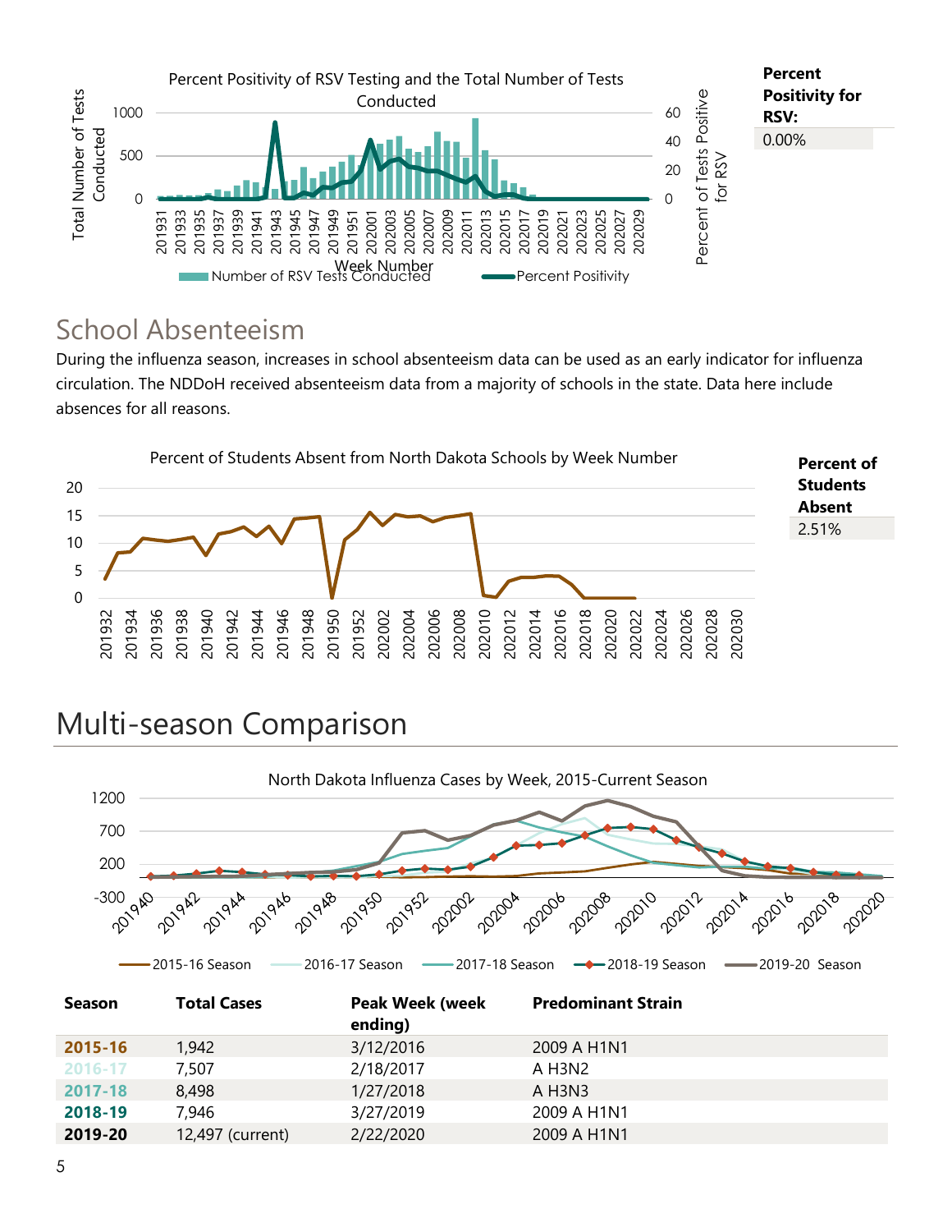Percent Positivity for RSV:

0.00%

## School Absenteeism

During the influenza season, increases in school absenteeism data can be used as an early indicator for influenza circulation. The NDDoH received absenteeism data from a majority of schools in the state. Data here include absences for all reasons.

Percent of Students Absent

2.51%

# Multi-season Comparison

| Season | Total Cases | Peak Week (week ending) | Predominant Strain |
|---|---|---|---|
| 2015-16 | 1,942 | 3/12/2016 | 2009 A H1N1 |
| 2016-17 | 7,507 | 2/18/2017 | A H3N2 |
| 2017-18 | 8,498 | 1/27/2018 | A H3N3 |
| 2018-19 | 7,946 | 3/27/2019 | 2009 A H1N1 |
| 2019-20 | 12,497 (current) | 2/22/2020 | 2009 A H1N1 |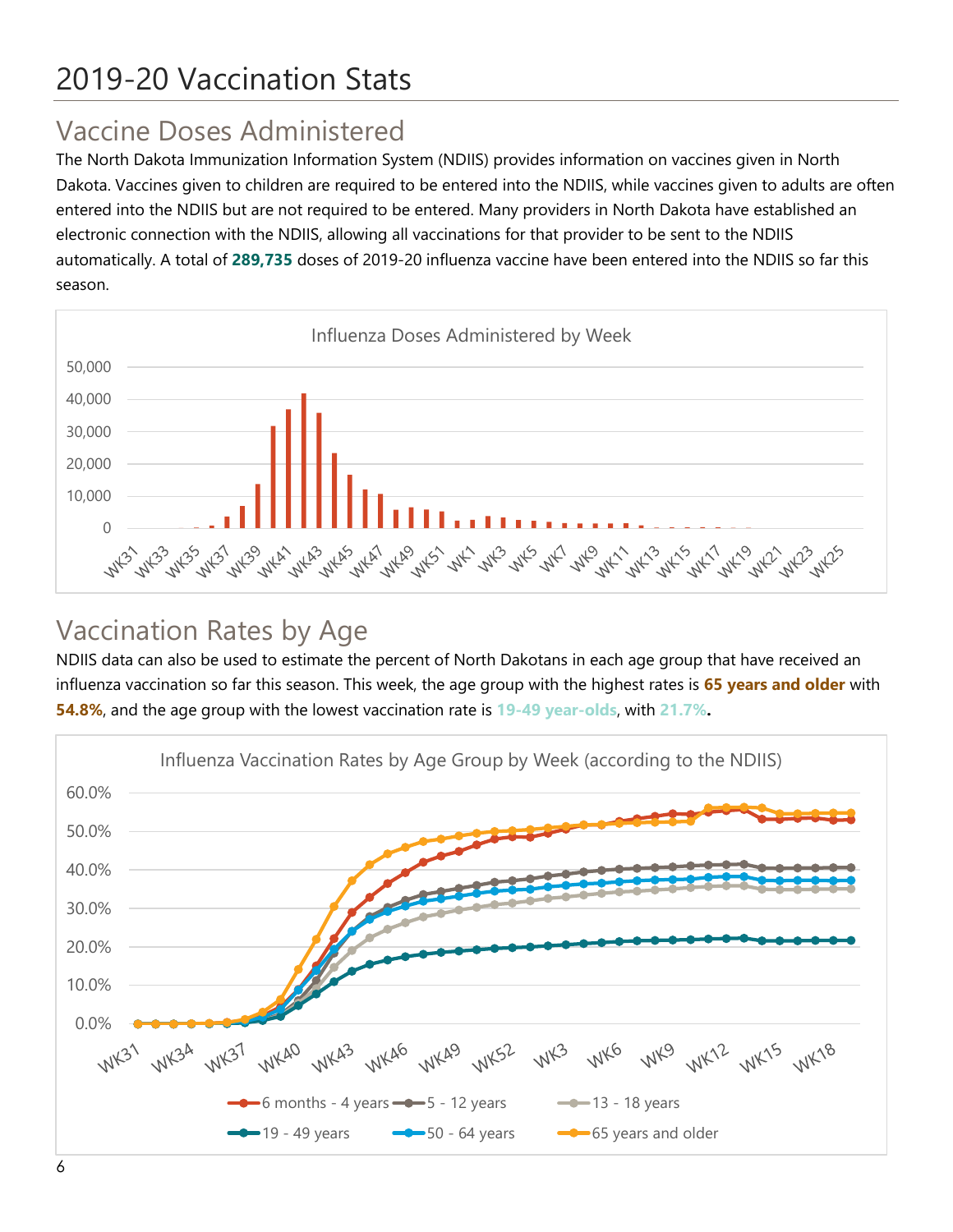# 2019-20 Vaccination Stats

## Vaccine Doses Administered

The North Dakota Immunization Information System (NDIIS) provides information on vaccines given in North Dakota. Vaccines given to children are required to be entered into the NDIIS, while vaccines given to adults are often entered into the NDIIS but are not required to be entered. Many providers in North Dakota have established an electronic connection with the NDIIS, allowing all vaccinations for that provider to be sent to the NDIIS automatically. A total of **289,735** doses of 2019-20 influenza vaccine have been entered into the NDIIS so far this season.

Influenza Doses Administered by Week

50,000
40,000
30,000
20,000
10,000
0

WK31 WK33 WK35 WK37 WK39 WK41 WK43 WK45 WK47 WK49 WK51 WK1 WK3 WK5 WK7 WK9 WK11 WK13 WK15 WK17 WK19 WK21 WK23 WK25

## Vaccination Rates by Age

NDIIS data can also be used to estimate the percent of North Dakotans in each age group that have received an influenza vaccination so far this season. This week, the age group with the highest rates is **65 years and older** with **54.8%**, and the age group with the lowest vaccination rate is **19-49 year-olds**, with **21.7%.**

Influenza Vaccination Rates by Age Group by Week (according to the NDIIS)

60.0%
50.0%
40.0%
30.0%
20.0%
10.0%
0.0%

WK31 WK34 WK37 WK40 WK43 WK46 WK49 WK52 WK3 WK6 WK9 WK12 WK15 WK18

6 months - 4 years
5 - 12 years
13 - 18 years
19 - 49 years
50 - 64 years
65 years and older